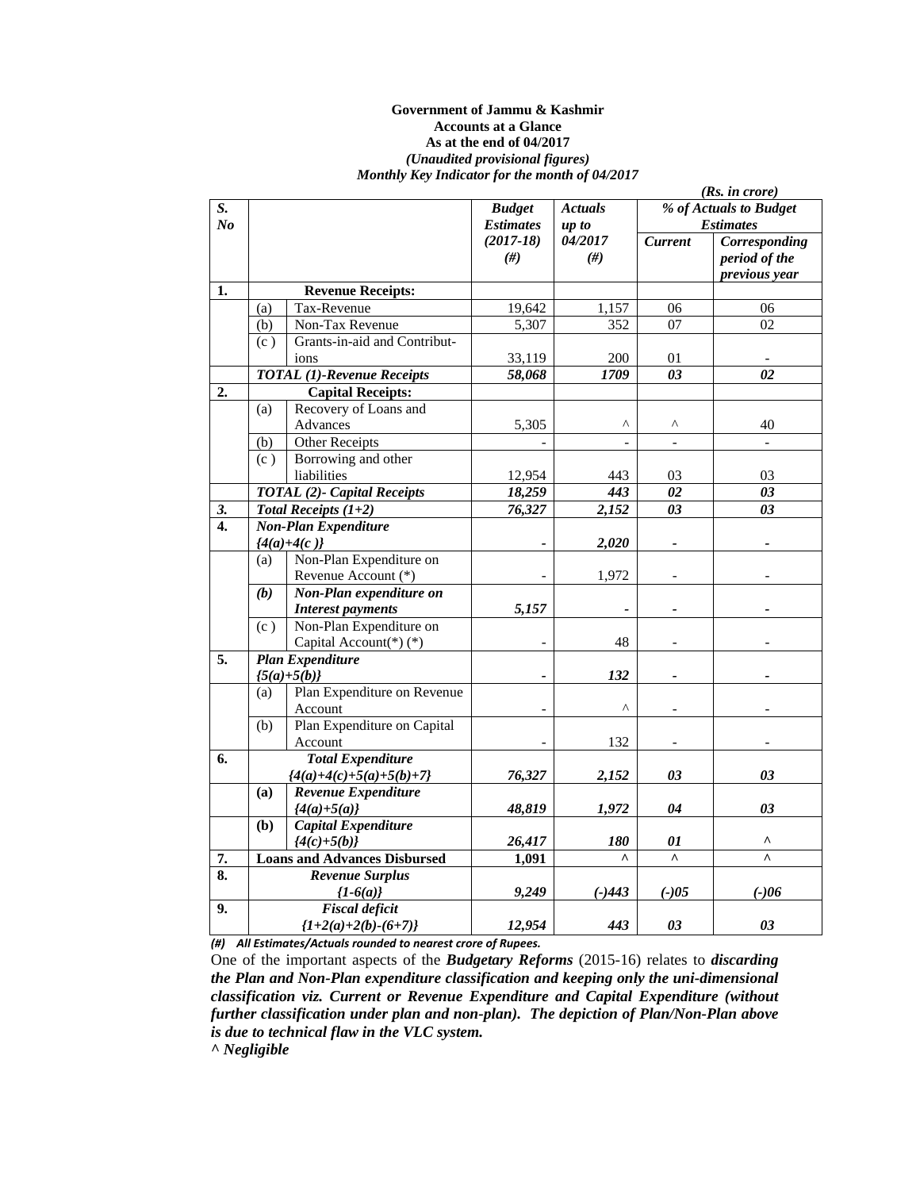**Government of Jammu & Kashmir**
**Accounts at a Glance**
**As at the end of 04/2017**
***(Unaudited provisional figures)***
***Monthly Key Indicator for the month of 04/2017***

***(Rs. in crore)***

| S. No | | | Budget Estimates (2017-18) (#) | Actuals up to 04/2017 (#) | % of Actuals to Budget Estimates | |
|---|---|---|---|---|---|---|
| | | | | | Current | Corresponding period of the previous year |
| **1.** | | **Revenue Receipts:** | | | | |
| | (a) | Tax-Revenue | 19,642 | 1,157 | 06 | 06 |
| | (b) | Non-Tax Revenue | 5,307 | 352 | 07 | 02 |
| | (c ) | Grants-in-aid and Contributions | 33,119 | 200 | 01 | - |
| | | ***TOTAL (1)-Revenue Receipts*** | ***58,068*** | ***1709*** | ***03*** | ***02*** |
| **2.** | | **Capital Receipts:** | | | | |
| | (a) | Recovery of Loans and Advances | 5,305 | ^ | ^ | 40 |
| | (b) | Other Receipts | - | - | - | - |
| | (c ) | Borrowing and other liabilities | 12,954 | 443 | 03 | 03 |
| | | ***TOTAL (2)- Capital Receipts*** | ***18,259*** | ***443*** | ***02*** | ***03*** |
| ***3.*** | | ***Total Receipts (1+2)*** | ***76,327*** | ***2,152*** | ***03*** | ***03*** |
| **4.** | | ***Non-Plan Expenditure {4(a)+4(c )}*** | - | ***2,020*** | - | - |
| | (a) | Non-Plan Expenditure on Revenue Account (*) | - | 1,972 | - | - |
| | ***(b)*** | ***Non-Plan expenditure on Interest payments*** | ***5,157*** | - | - | - |
| | (c ) | Non-Plan Expenditure on Capital Account(*) (*) | - | 48 | - | - |
| **5.** | | ***Plan Expenditure {5(a)+5(b)}*** | - | ***132*** | - | - |
| | (a) | Plan Expenditure on Revenue Account | - | ^ | - | - |
| | (b) | Plan Expenditure on Capital Account | - | 132 | - | - |
| **6.** | | ***Total Expenditure {4(a)+4(c)+5(a)+5(b)+7}*** | ***76,327*** | ***2,152*** | ***03*** | ***03*** |
| | **(a)** | ***Revenue Expenditure {4(a)+5(a)}*** | ***48,819*** | ***1,972*** | ***04*** | ***03*** |
| | **(b)** | ***Capital Expenditure {4(c)+5(b)}*** | ***26,417*** | ***180*** | ***01*** | ^ |
| **7.** | | **Loans and Advances Disbursed** | **1,091** | ^ | ^ | ^ |
| **8.** | | ***Revenue Surplus {1-6(a)}*** | ***9,249*** | ***(-)443*** | ***(-)05*** | ***(-)06*** |
| **9.** | | ***Fiscal deficit {1+2(a)+2(b)-(6+7)}*** | ***12,954*** | ***443*** | ***03*** | ***03*** |

***(#) All Estimates/Actuals rounded to nearest crore of Rupees.***

One of the important aspects of the ***Budgetary Reforms*** (2015-16) relates to ***discarding the Plan and Non-Plan expenditure classification and keeping only the uni-dimensional classification viz. Current or Revenue Expenditure and Capital Expenditure (without further classification under plan and non-plan). The depiction of Plan/Non-Plan above is due to technical flaw in the VLC system.***

***^ Negligible***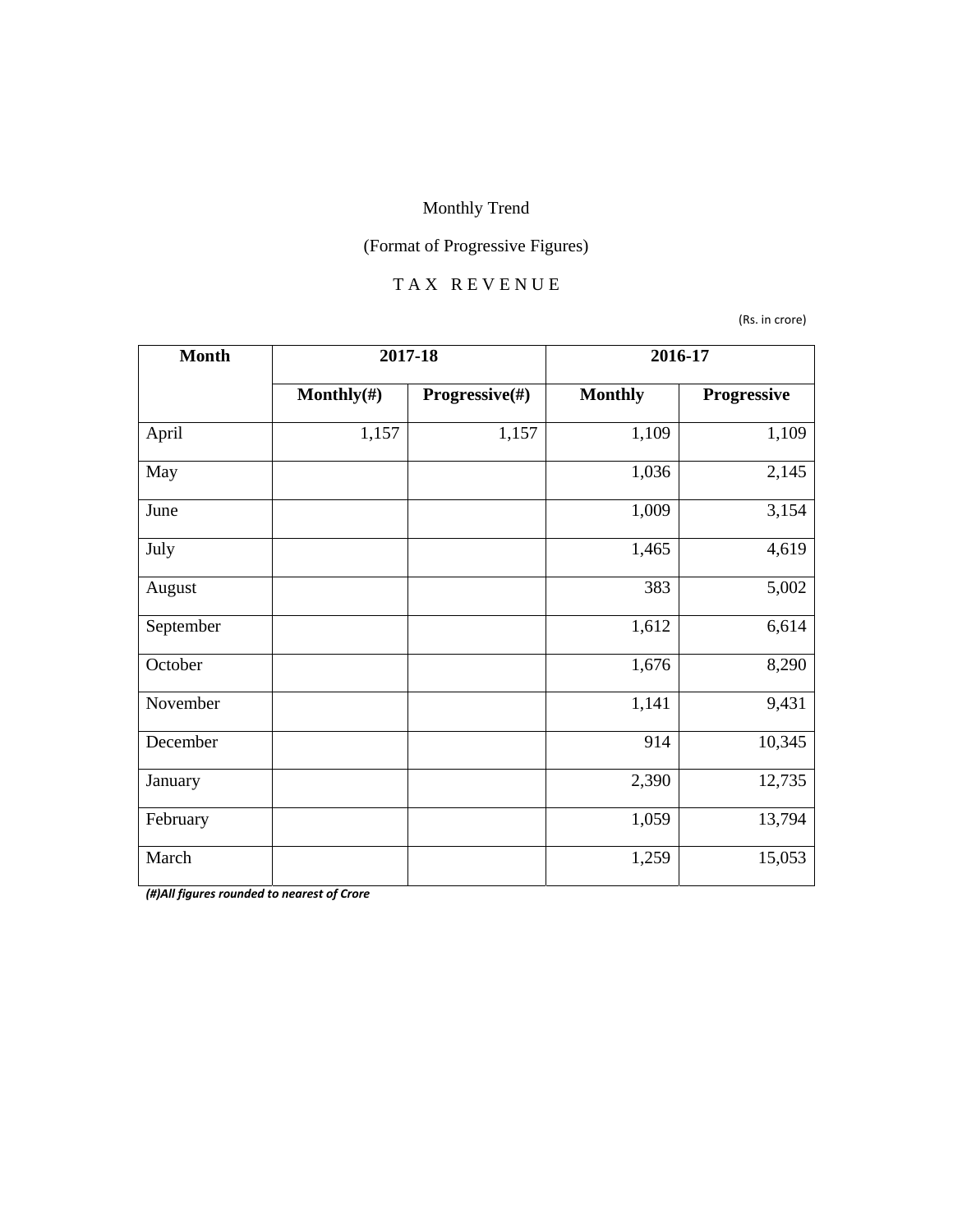Monthly Trend

(Format of Progressive Figures)

T A X   R E V E N U E

(Rs. in crore)

| Month | 2017-18 | | 2016-17 | |
|---|---|---|---|---|
| | Monthly(#) | Progressive(#) | Monthly | Progressive |
| April | 1,157 | 1,157 | 1,109 | 1,109 |
| May | | | 1,036 | 2,145 |
| June | | | 1,009 | 3,154 |
| July | | | 1,465 | 4,619 |
| August | | | 383 | 5,002 |
| September | | | 1,612 | 6,614 |
| October | | | 1,676 | 8,290 |
| November | | | 1,141 | 9,431 |
| December | | | 914 | 10,345 |
| January | | | 2,390 | 12,735 |
| February | | | 1,059 | 13,794 |
| March | | | 1,259 | 15,053 |

***(#)All figures rounded to nearest of Crore***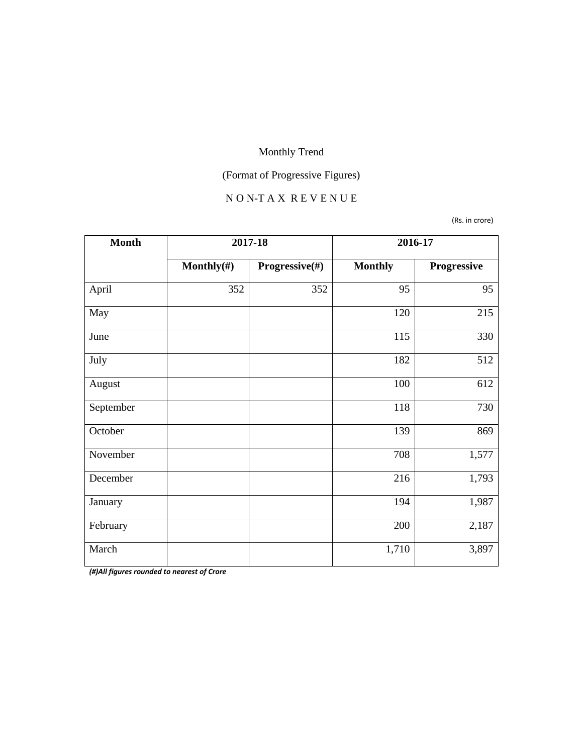Monthly Trend

(Format of Progressive Figures)

N O N-T A X R E V E N U E

(Rs. in crore)

| Month | 2017-18 | | 2016-17 | |
|---|---|---|---|---|
| | Monthly(#) | Progressive(#) | Monthly | Progressive |
| April | 352 | 352 | 95 | 95 |
| May | | | 120 | 215 |
| June | | | 115 | 330 |
| July | | | 182 | 512 |
| August | | | 100 | 612 |
| September | | | 118 | 730 |
| October | | | 139 | 869 |
| November | | | 708 | 1,577 |
| December | | | 216 | 1,793 |
| January | | | 194 | 1,987 |
| February | | | 200 | 2,187 |
| March | | | 1,710 | 3,897 |

***(#)All figures rounded to nearest of Crore***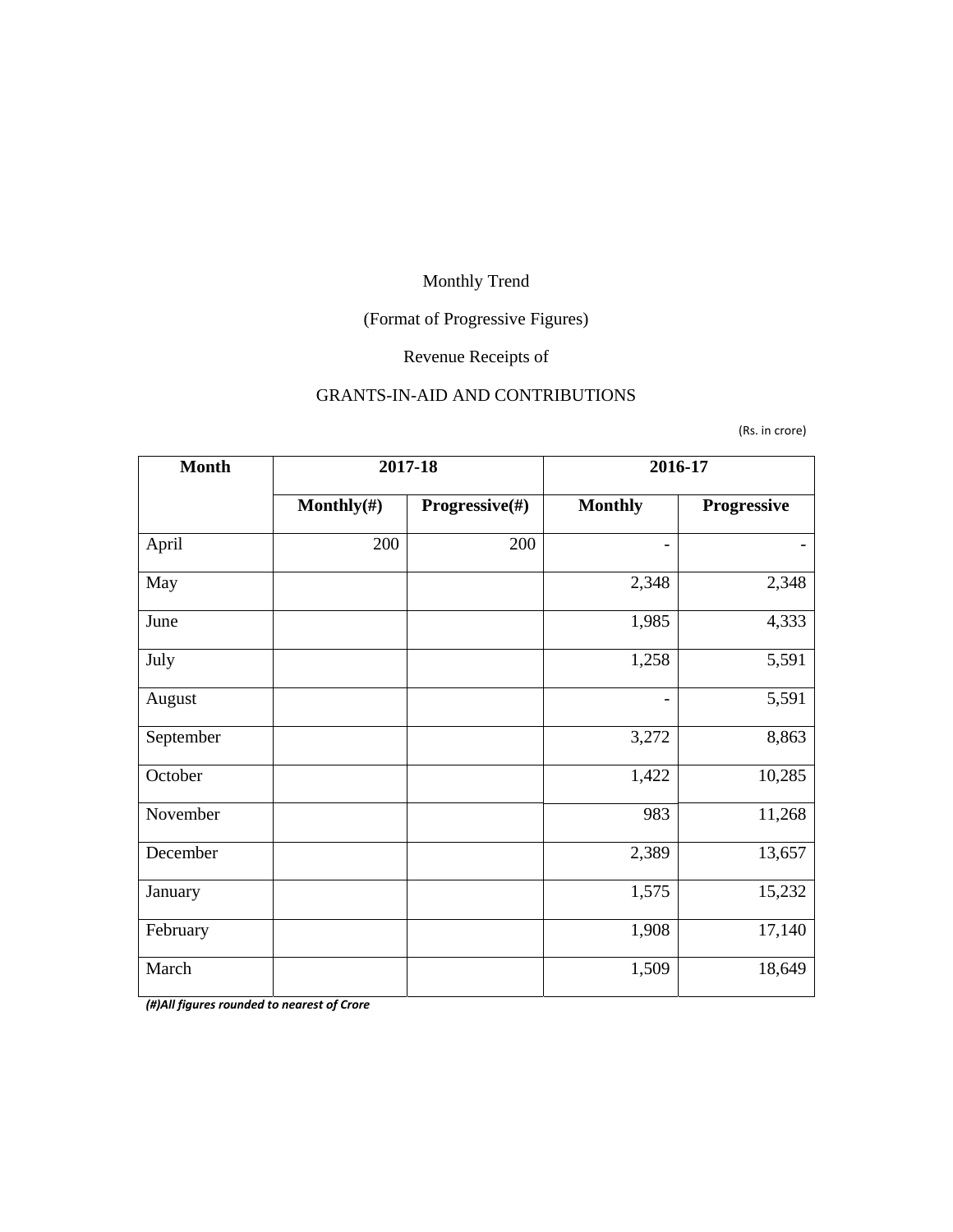Monthly Trend

(Format of Progressive Figures)

Revenue Receipts of

GRANTS-IN-AID AND CONTRIBUTIONS

(Rs. in crore)

| Month | 2017-18 | | 2016-17 | |
|---|---|---|---|---|
| | Monthly(#) | Progressive(#) | Monthly | Progressive |
| April | 200 | 200 | - | - |
| May | | | 2,348 | 2,348 |
| June | | | 1,985 | 4,333 |
| July | | | 1,258 | 5,591 |
| August | | | - | 5,591 |
| September | | | 3,272 | 8,863 |
| October | | | 1,422 | 10,285 |
| November | | | 983 | 11,268 |
| December | | | 2,389 | 13,657 |
| January | | | 1,575 | 15,232 |
| February | | | 1,908 | 17,140 |
| March | | | 1,509 | 18,649 |

***(#)All figures rounded to nearest of Crore***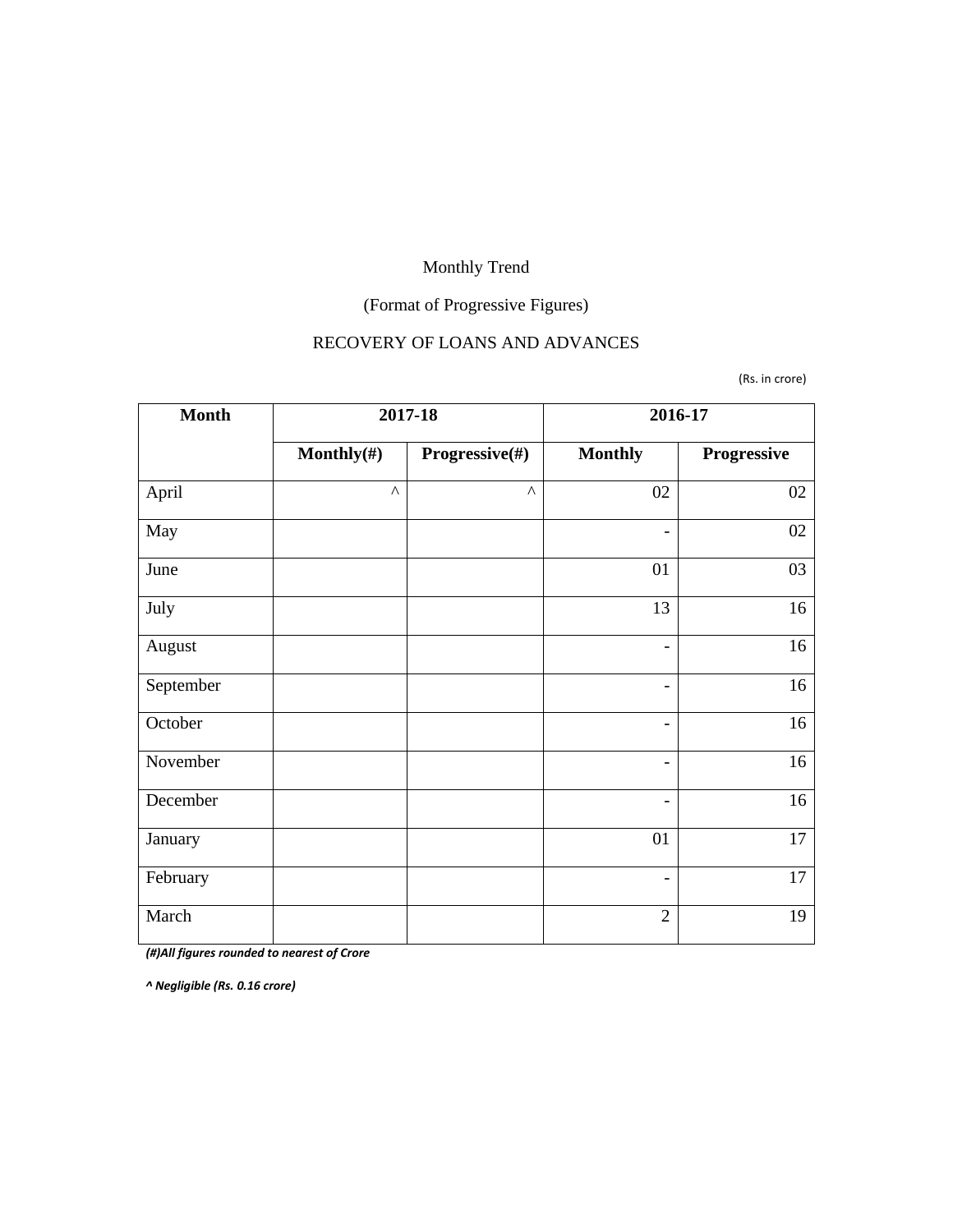Monthly Trend

(Format of Progressive Figures)

RECOVERY OF LOANS AND ADVANCES

(Rs. in crore)

| Month | 2017-18 | | 2016-17 | |
|---|---|---|---|---|
| | Monthly(#) | Progressive(#) | Monthly | Progressive |
| April | ^ | ^ | 02 | 02 |
| May | | | - | 02 |
| June | | | 01 | 03 |
| July | | | 13 | 16 |
| August | | | - | 16 |
| September | | | - | 16 |
| October | | | - | 16 |
| November | | | - | 16 |
| December | | | - | 16 |
| January | | | 01 | 17 |
| February | | | - | 17 |
| March | | | 2 | 19 |

***(#)All figures rounded to nearest of Crore***

***^ Negligible (Rs. 0.16 crore)***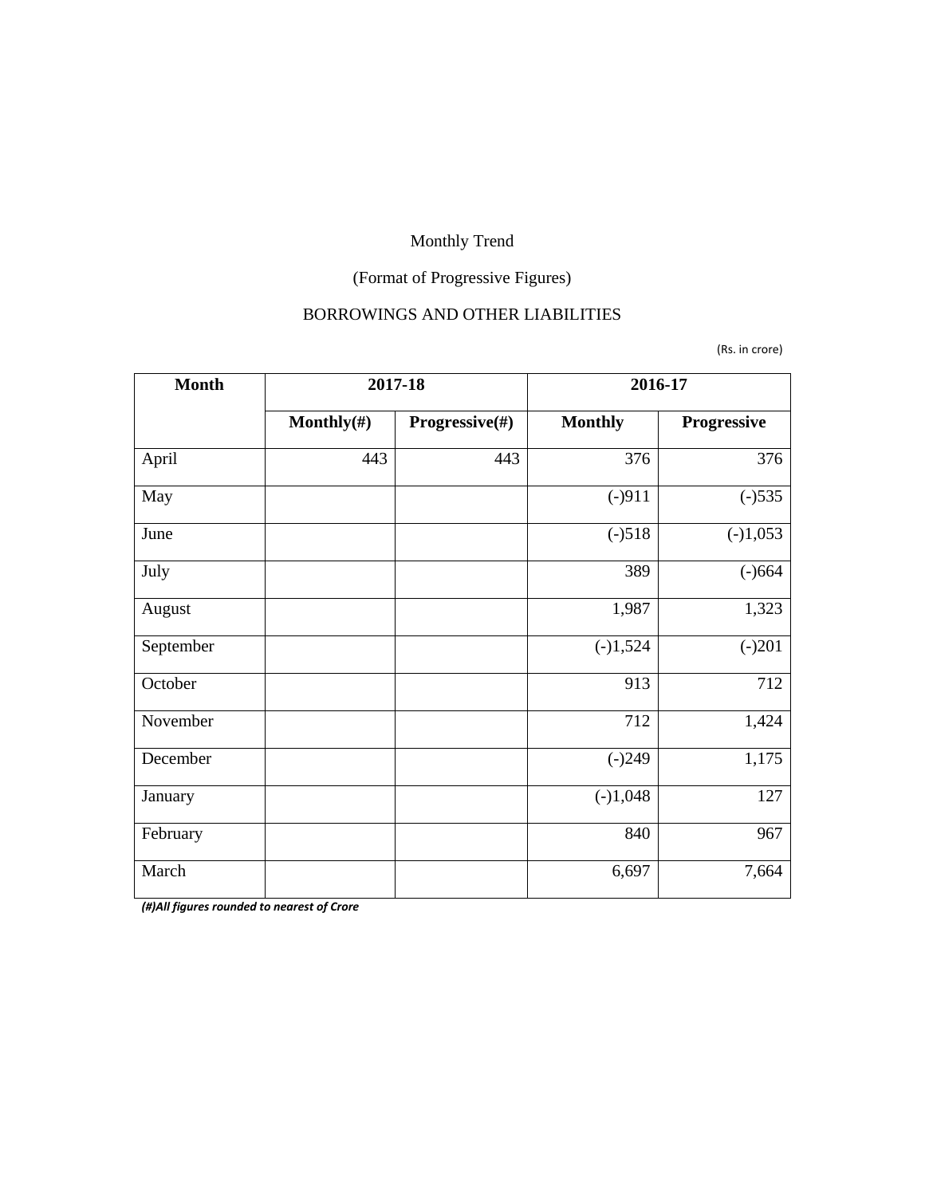Monthly Trend

(Format of Progressive Figures)

BORROWINGS AND OTHER LIABILITIES

(Rs. in crore)

| Month | 2017-18 | | 2016-17 | |
|---|---|---|---|---|
| | **Monthly(#)** | **Progressive(#)** | **Monthly** | **Progressive** |
| April | 443 | 443 | 376 | 376 |
| May | | | (-)911 | (-)535 |
| June | | | (-)518 | (-)1,053 |
| July | | | 389 | (-)664 |
| August | | | 1,987 | 1,323 |
| September | | | (-)1,524 | (-)201 |
| October | | | 913 | 712 |
| November | | | 712 | 1,424 |
| December | | | (-)249 | 1,175 |
| January | | | (-)1,048 | 127 |
| February | | | 840 | 967 |
| March | | | 6,697 | 7,664 |

***(#)All figures rounded to nearest of Crore***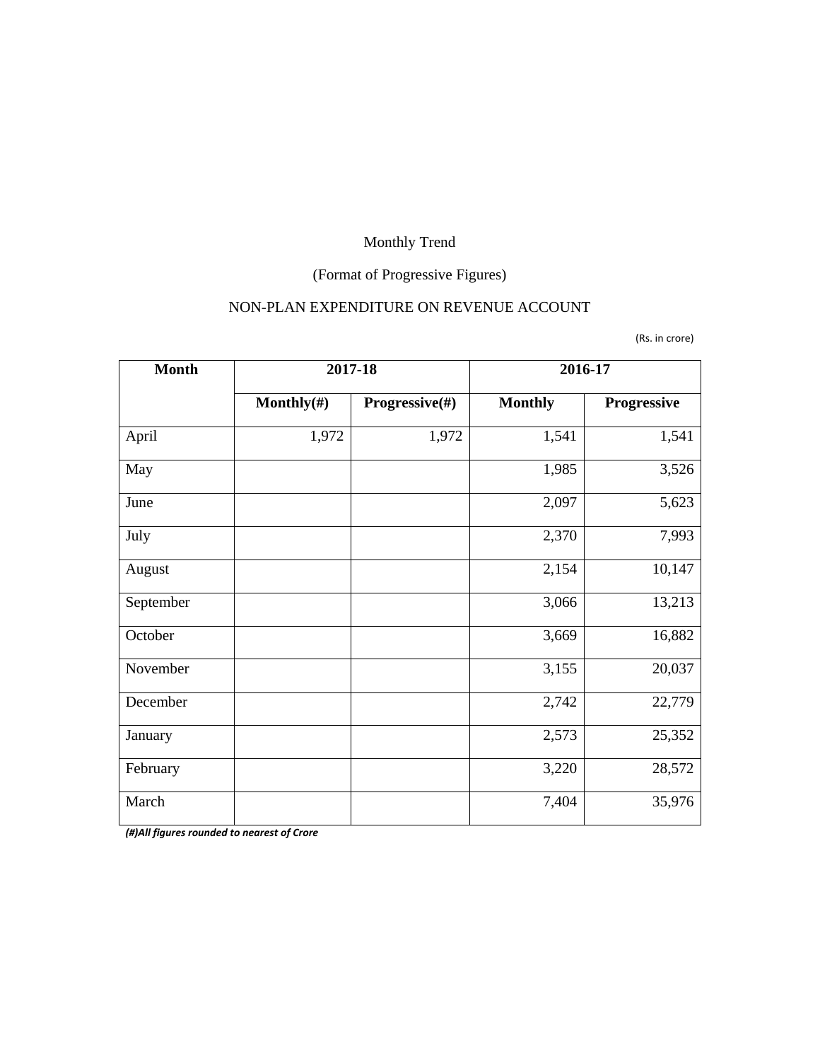Monthly Trend

(Format of Progressive Figures)

NON-PLAN EXPENDITURE ON REVENUE ACCOUNT

(Rs. in crore)

| Month | 2017-18 | | 2016-17 | |
|---|---|---|---|---|
| | Monthly(#) | Progressive(#) | Monthly | Progressive |
| April | 1,972 | 1,972 | 1,541 | 1,541 |
| May | | | 1,985 | 3,526 |
| June | | | 2,097 | 5,623 |
| July | | | 2,370 | 7,993 |
| August | | | 2,154 | 10,147 |
| September | | | 3,066 | 13,213 |
| October | | | 3,669 | 16,882 |
| November | | | 3,155 | 20,037 |
| December | | | 2,742 | 22,779 |
| January | | | 2,573 | 25,352 |
| February | | | 3,220 | 28,572 |
| March | | | 7,404 | 35,976 |

***(#)All figures rounded to nearest of Crore***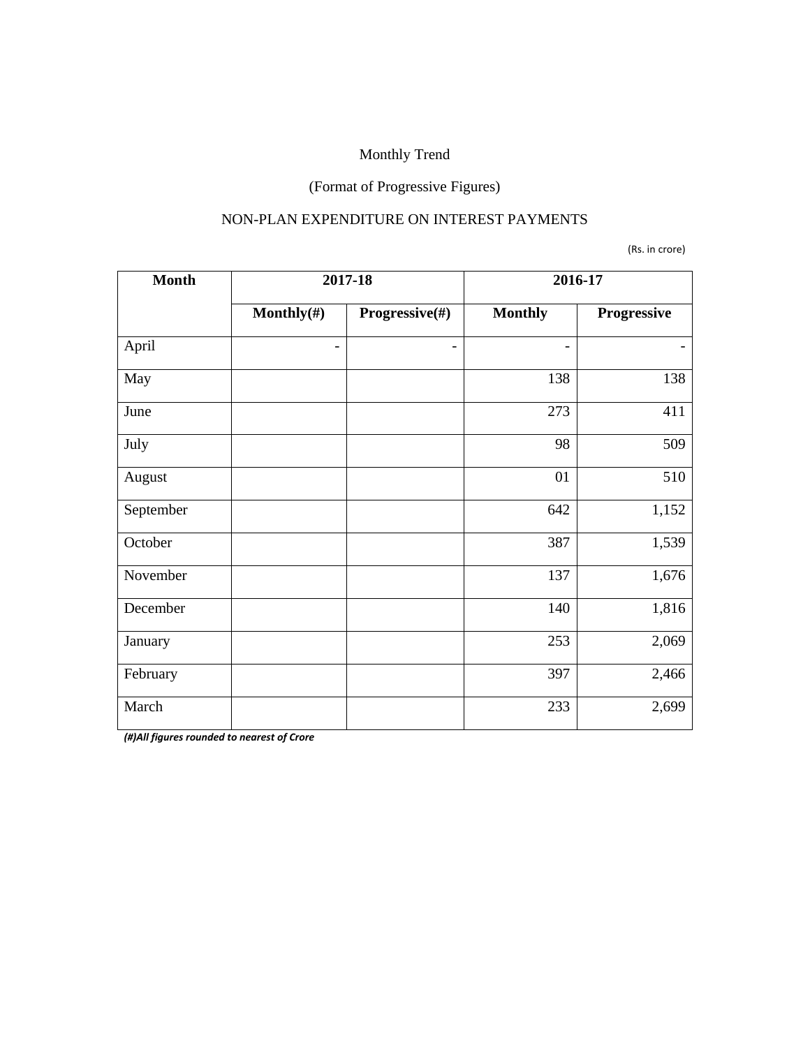Monthly Trend

(Format of Progressive Figures)

NON-PLAN EXPENDITURE ON INTEREST PAYMENTS

(Rs. in crore)

| Month | 2017-18 | | 2016-17 | |
|---|---|---|---|---|
| | Monthly(#) | Progressive(#) | Monthly | Progressive |
| April | - | - | - | - |
| May | | | 138 | 138 |
| June | | | 273 | 411 |
| July | | | 98 | 509 |
| August | | | 01 | 510 |
| September | | | 642 | 1,152 |
| October | | | 387 | 1,539 |
| November | | | 137 | 1,676 |
| December | | | 140 | 1,816 |
| January | | | 253 | 2,069 |
| February | | | 397 | 2,466 |
| March | | | 233 | 2,699 |

***(#)All figures rounded to nearest of Crore***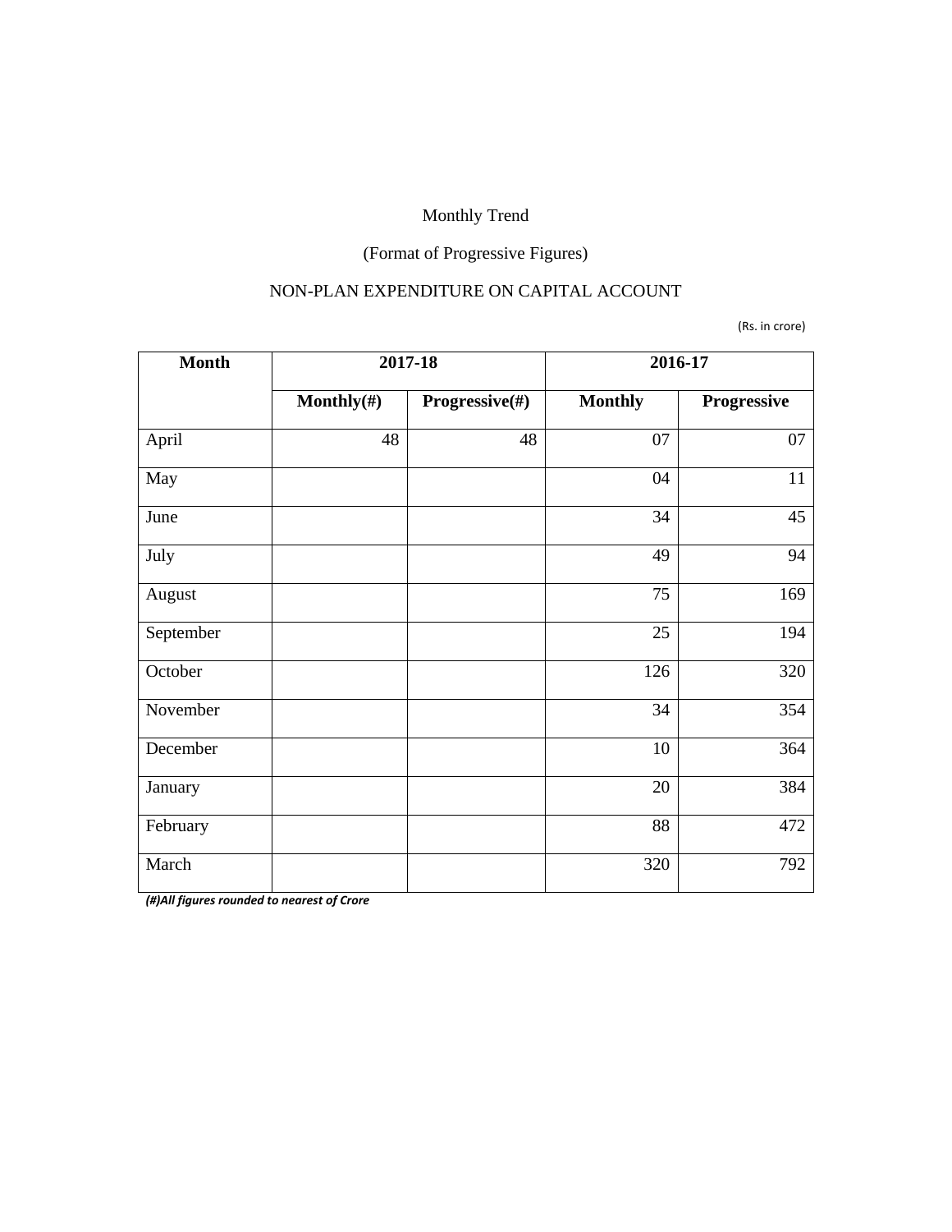Monthly Trend

(Format of Progressive Figures)

NON-PLAN EXPENDITURE ON CAPITAL ACCOUNT

(Rs. in crore)

| Month | 2017-18 | | 2016-17 | |
|---|---|---|---|---|
| | Monthly(#) | Progressive(#) | Monthly | Progressive |
| April | 48 | 48 | 07 | 07 |
| May | | | 04 | 11 |
| June | | | 34 | 45 |
| July | | | 49 | 94 |
| August | | | 75 | 169 |
| September | | | 25 | 194 |
| October | | | 126 | 320 |
| November | | | 34 | 354 |
| December | | | 10 | 364 |
| January | | | 20 | 384 |
| February | | | 88 | 472 |
| March | | | 320 | 792 |

***(#)All figures rounded to nearest of Crore***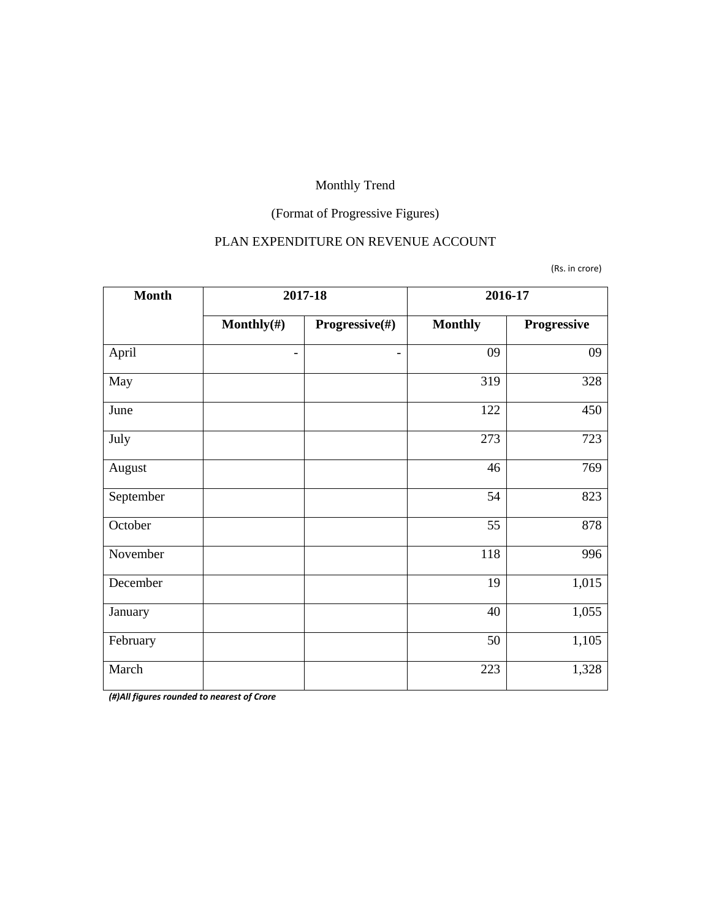Monthly Trend

(Format of Progressive Figures)

PLAN EXPENDITURE ON REVENUE ACCOUNT

(Rs. in crore)

| Month | 2017-18 | | 2016-17 | |
|---|---|---|---|---|
| | Monthly(#) | Progressive(#) | Monthly | Progressive |
| April | - | - | 09 | 09 |
| May | | | 319 | 328 |
| June | | | 122 | 450 |
| July | | | 273 | 723 |
| August | | | 46 | 769 |
| September | | | 54 | 823 |
| October | | | 55 | 878 |
| November | | | 118 | 996 |
| December | | | 19 | 1,015 |
| January | | | 40 | 1,055 |
| February | | | 50 | 1,105 |
| March | | | 223 | 1,328 |

***(#)All figures rounded to nearest of Crore***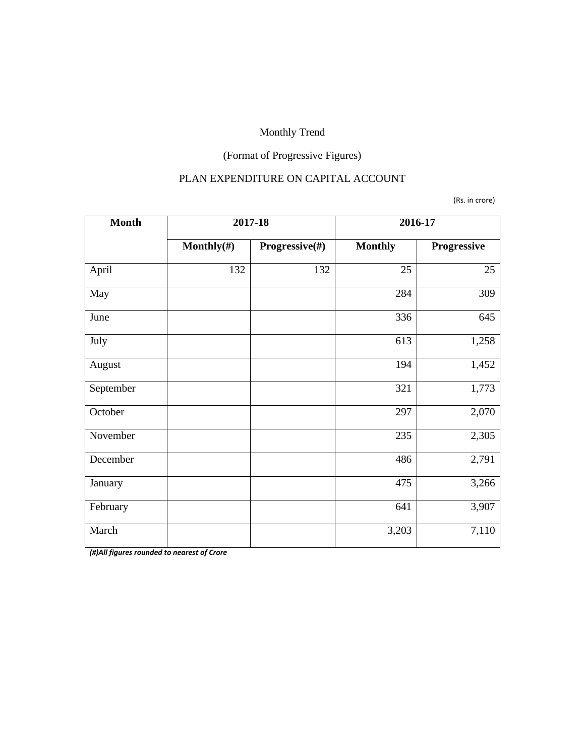Monthly Trend

(Format of Progressive Figures)

PLAN EXPENDITURE ON CAPITAL ACCOUNT

(Rs. in crore)

| Month | 2017-18 | | 2016-17 | |
|---|---|---|---|---|
| | Monthly(#) | Progressive(#) | Monthly | Progressive |
| April | 132 | 132 | 25 | 25 |
| May | | | 284 | 309 |
| June | | | 336 | 645 |
| July | | | 613 | 1,258 |
| August | | | 194 | 1,452 |
| September | | | 321 | 1,773 |
| October | | | 297 | 2,070 |
| November | | | 235 | 2,305 |
| December | | | 486 | 2,791 |
| January | | | 475 | 3,266 |
| February | | | 641 | 3,907 |
| March | | | 3,203 | 7,110 |

***(#)All figures rounded to nearest of Crore***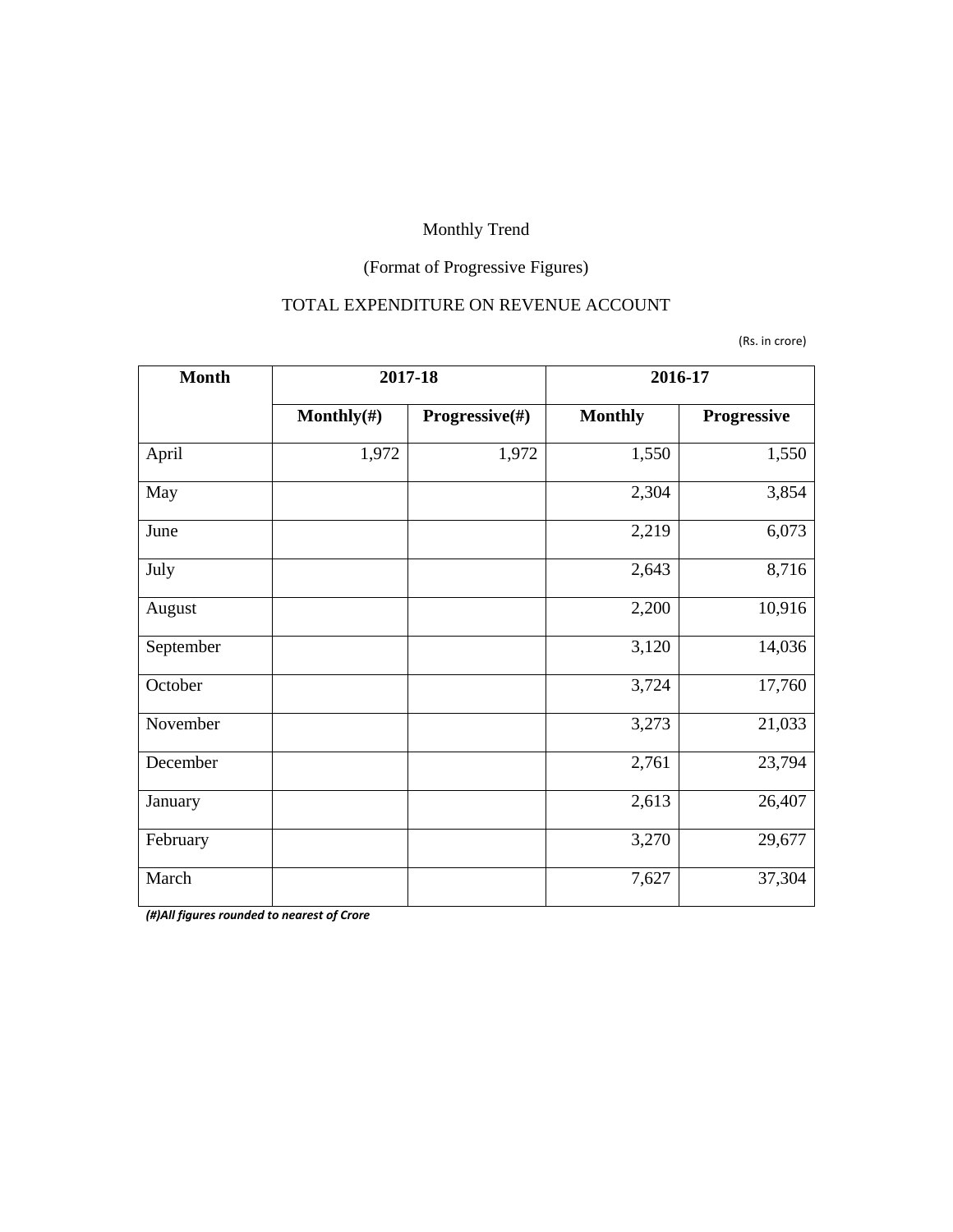Monthly Trend

(Format of Progressive Figures)

TOTAL EXPENDITURE ON REVENUE ACCOUNT

(Rs. in crore)

| Month | 2017-18 | | 2016-17 | |
|---|---|---|---|---|
| | **Monthly(#)** | **Progressive(#)** | **Monthly** | **Progressive** |
| April | 1,972 | 1,972 | 1,550 | 1,550 |
| May | | | 2,304 | 3,854 |
| June | | | 2,219 | 6,073 |
| July | | | 2,643 | 8,716 |
| August | | | 2,200 | 10,916 |
| September | | | 3,120 | 14,036 |
| October | | | 3,724 | 17,760 |
| November | | | 3,273 | 21,033 |
| December | | | 2,761 | 23,794 |
| January | | | 2,613 | 26,407 |
| February | | | 3,270 | 29,677 |
| March | | | 7,627 | 37,304 |

***(#)All figures rounded to nearest of Crore***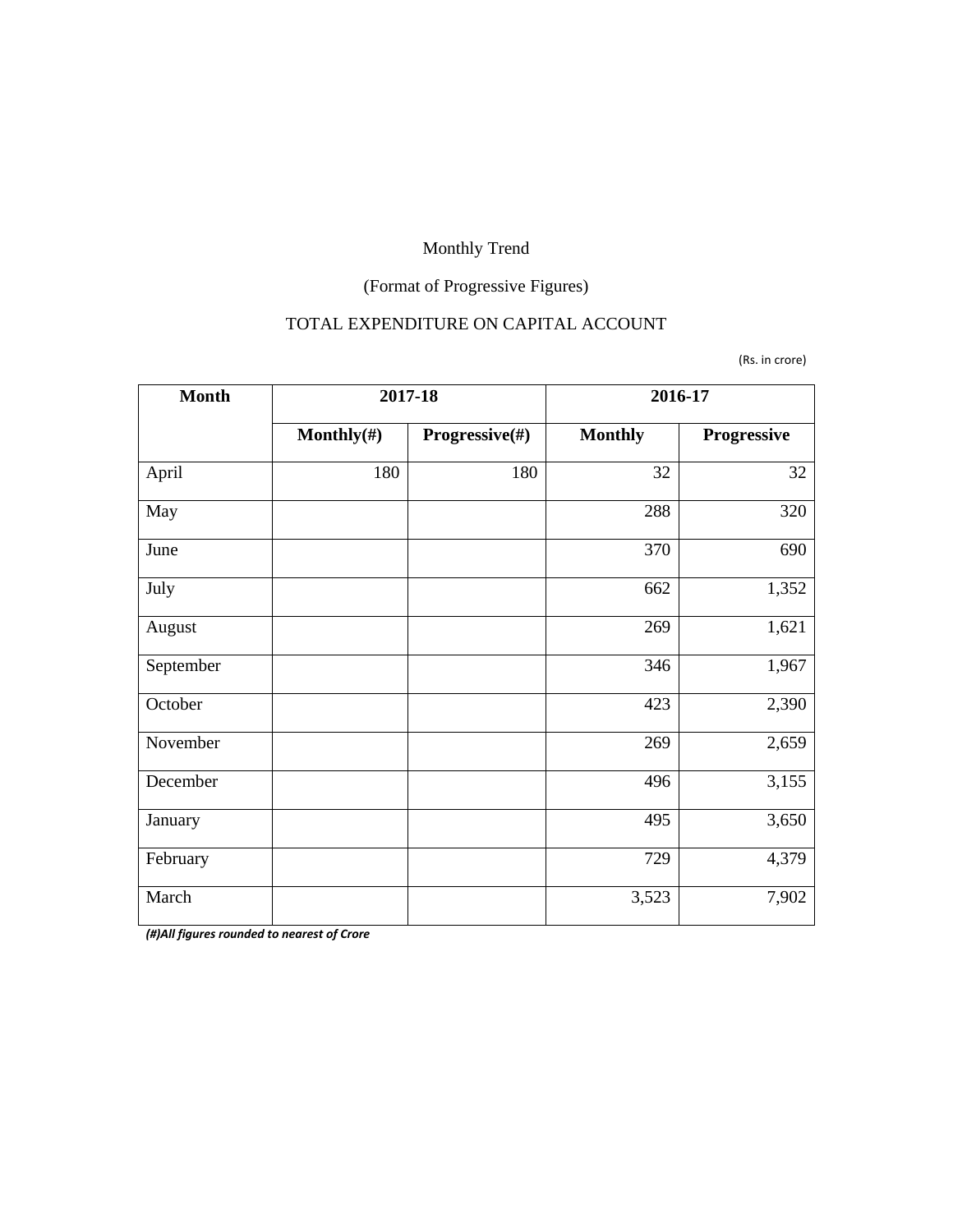Monthly Trend

(Format of Progressive Figures)

TOTAL EXPENDITURE ON CAPITAL ACCOUNT

(Rs. in crore)

| Month | 2017-18 | | 2016-17 | |
|---|---|---|---|---|
| | Monthly(#) | Progressive(#) | Monthly | Progressive |
| April | 180 | 180 | 32 | 32 |
| May | | | 288 | 320 |
| June | | | 370 | 690 |
| July | | | 662 | 1,352 |
| August | | | 269 | 1,621 |
| September | | | 346 | 1,967 |
| October | | | 423 | 2,390 |
| November | | | 269 | 2,659 |
| December | | | 496 | 3,155 |
| January | | | 495 | 3,650 |
| February | | | 729 | 4,379 |
| March | | | 3,523 | 7,902 |

***(#)All figures rounded to nearest of Crore***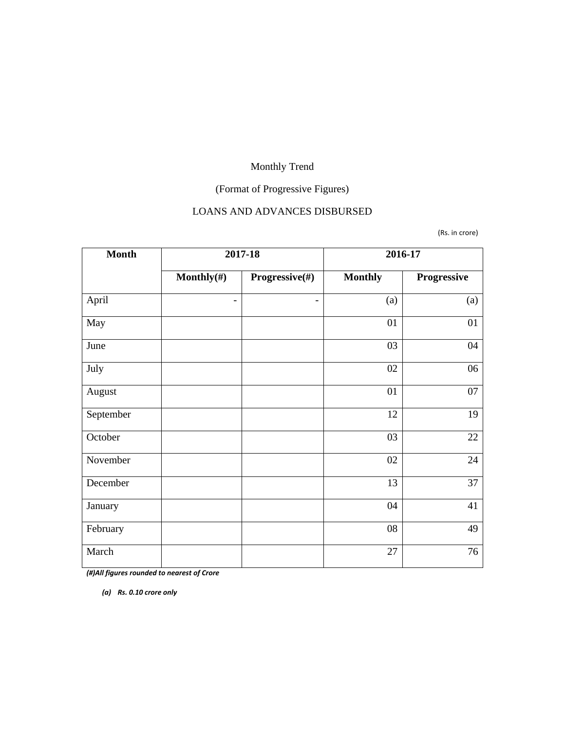Monthly Trend

(Format of Progressive Figures)

LOANS AND ADVANCES DISBURSED

(Rs. in crore)

| Month | 2017-18 | | 2016-17 | |
|---|---|---|---|---|
| | Monthly(#) | Progressive(#) | Monthly | Progressive |
| April | - | - | (a) | (a) |
| May | | | 01 | 01 |
| June | | | 03 | 04 |
| July | | | 02 | 06 |
| August | | | 01 | 07 |
| September | | | 12 | 19 |
| October | | | 03 | 22 |
| November | | | 02 | 24 |
| December | | | 13 | 37 |
| January | | | 04 | 41 |
| February | | | 08 | 49 |
| March | | | 27 | 76 |

***(#)All figures rounded to nearest of Crore***

***(a) Rs. 0.10 crore only***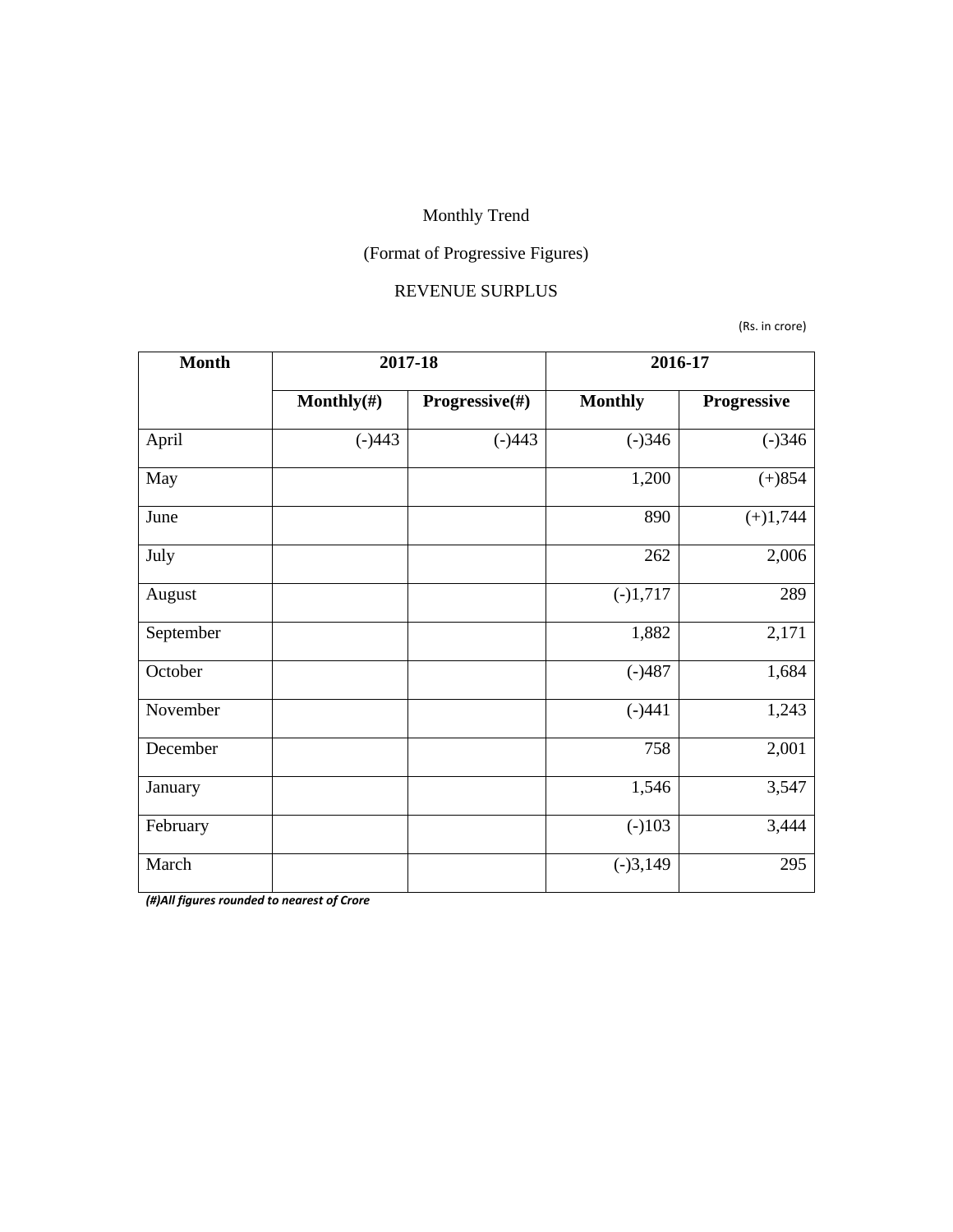Monthly Trend

(Format of Progressive Figures)

REVENUE SURPLUS

(Rs. in crore)

| Month | 2017-18 | | 2016-17 | |
|---|---|---|---|---|
| | Monthly(#) | Progressive(#) | Monthly | Progressive |
| April | (-)443 | (-)443 | (-)346 | (-)346 |
| May | | | 1,200 | (+)854 |
| June | | | 890 | (+)1,744 |
| July | | | 262 | 2,006 |
| August | | | (-)1,717 | 289 |
| September | | | 1,882 | 2,171 |
| October | | | (-)487 | 1,684 |
| November | | | (-)441 | 1,243 |
| December | | | 758 | 2,001 |
| January | | | 1,546 | 3,547 |
| February | | | (-)103 | 3,444 |
| March | | | (-)3,149 | 295 |

***(#)All figures rounded to nearest of Crore***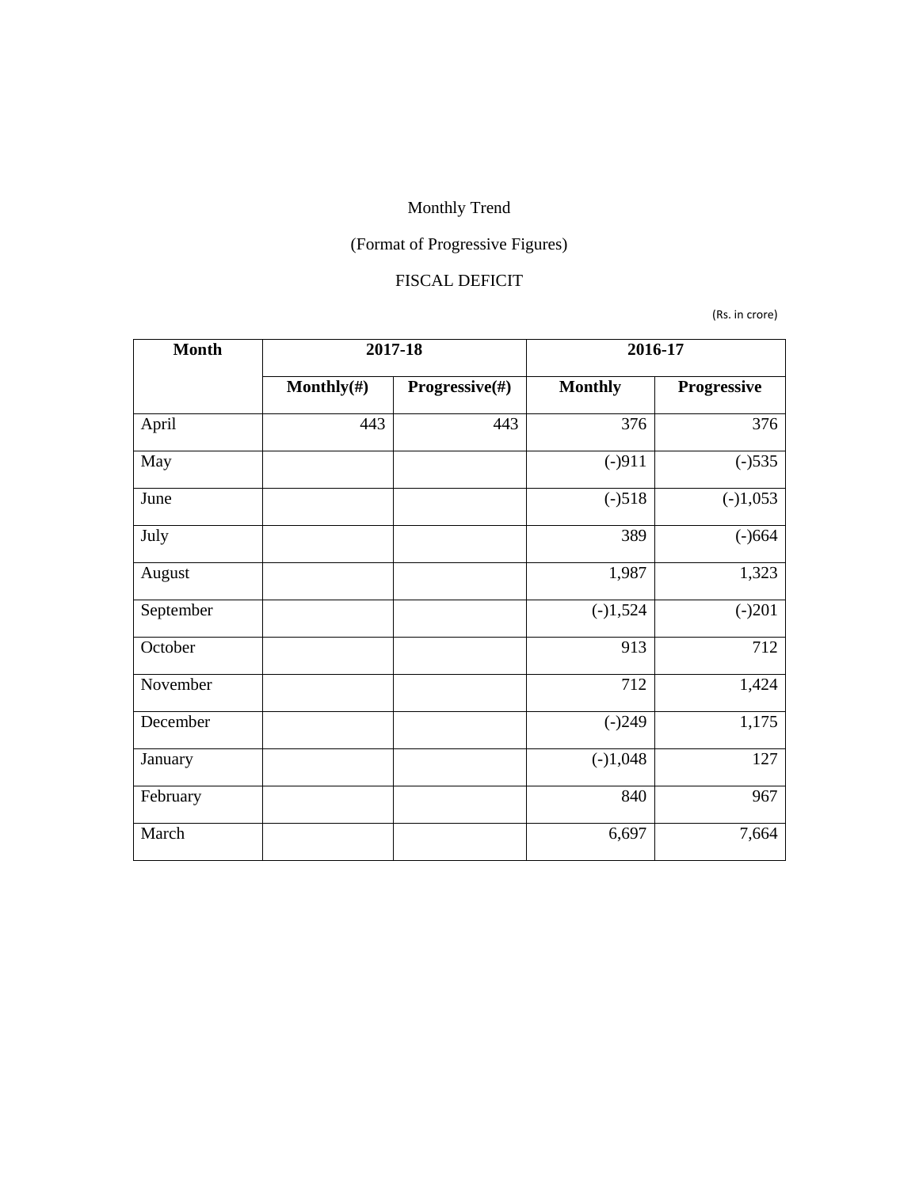Monthly Trend

(Format of Progressive Figures)

FISCAL DEFICIT

(Rs. in crore)

| Month | 2017-18 | | 2016-17 | |
|---|---|---|---|---|
| | **Monthly(#)** | **Progressive(#)** | **Monthly** | **Progressive** |
| April | 443 | 443 | 376 | 376 |
| May | | | (-)911 | (-)535 |
| June | | | (-)518 | (-)1,053 |
| July | | | 389 | (-)664 |
| August | | | 1,987 | 1,323 |
| September | | | (-)1,524 | (-)201 |
| October | | | 913 | 712 |
| November | | | 712 | 1,424 |
| December | | | (-)249 | 1,175 |
| January | | | (-)1,048 | 127 |
| February | | | 840 | 967 |
| March | | | 6,697 | 7,664 |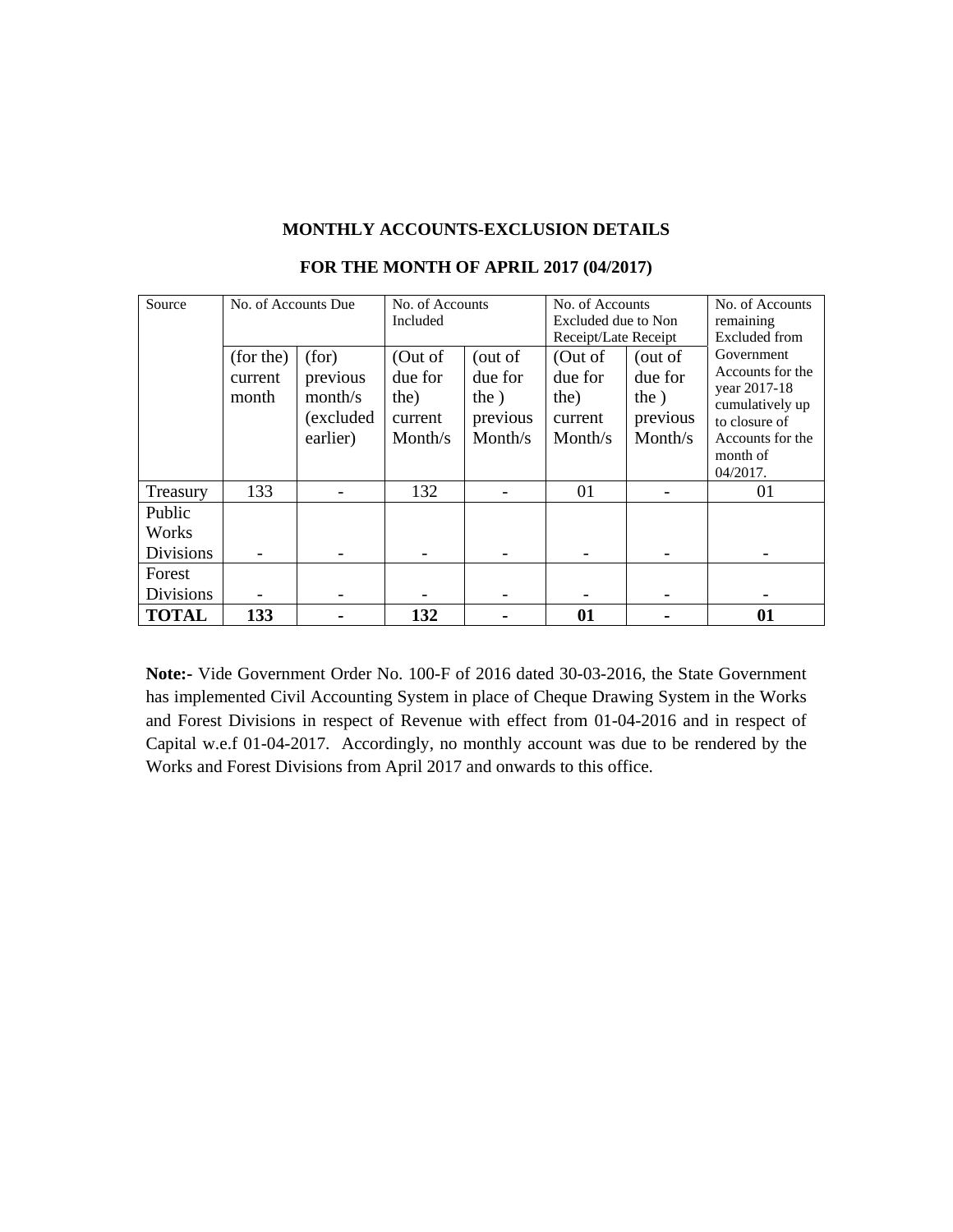**MONTHLY ACCOUNTS-EXCLUSION DETAILS**

**FOR THE MONTH OF APRIL 2017 (04/2017)**

| Source | No. of Accounts Due | | No. of Accounts Included | | No. of Accounts Excluded due to Non Receipt/Late Receipt | | No. of Accounts remaining Excluded from Government Accounts for the year 2017-18 cumulatively up to closure of Accounts for the month of 04/2017. |
|---|---|---|---|---|---|---|---|
| | (for the) current month | (for) previous month/s (excluded earlier) | (Out of due for the) current Month/s | (out of due for the ) previous Month/s | (Out of due for the) current Month/s | (out of due for the ) previous Month/s | |
| Treasury | 133 | - | 132 | - | 01 | - | 01 |
| Public Works Divisions | - | - | - | - | - | - | - |
| Forest Divisions | - | - | - | - | - | - | - |
| **TOTAL** | **133** | **-** | **132** | **-** | **01** | **-** | **01** |

**Note:-** Vide Government Order No. 100-F of 2016 dated 30-03-2016, the State Government has implemented Civil Accounting System in place of Cheque Drawing System in the Works and Forest Divisions in respect of Revenue with effect from 01-04-2016 and in respect of Capital w.e.f 01-04-2017. Accordingly, no monthly account was due to be rendered by the Works and Forest Divisions from April 2017 and onwards to this office.